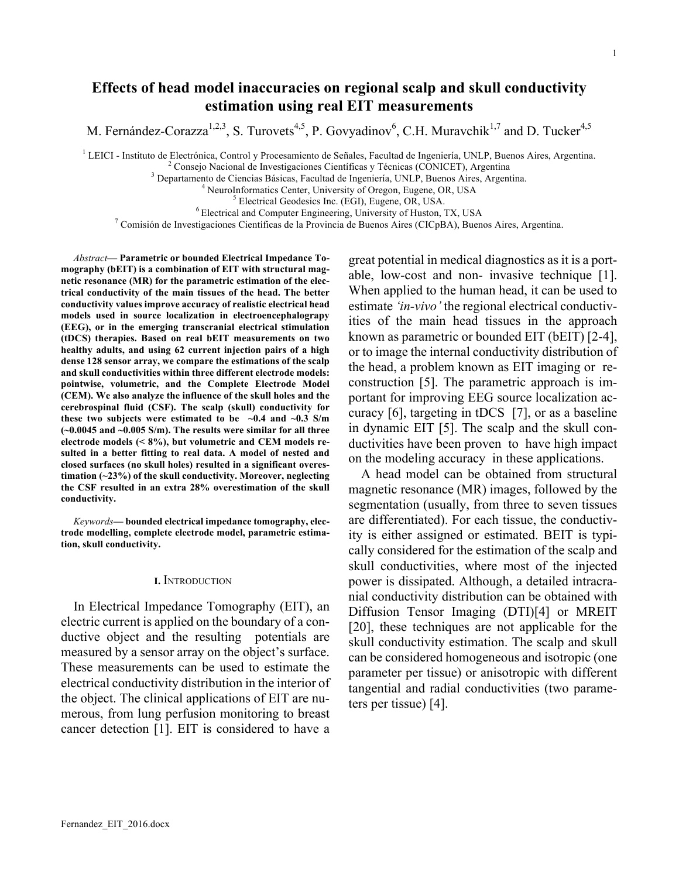# Effects of head model inaccuracies on regional scalp and skull conductivity estimation using real EIT measurements

M. Fernández-Corazza[1,2,3], S. Turovets[4,5], P. Govyadinov[6], C.H. Muravchik[1,7] and D. Tucker[4,5]

[1] LEICI - Instituto de Electrónica, Control y Procesamiento de Señales, Facultad de Ingeniería, UNLP, Buenos Aires, Argentina.
[2] Consejo Nacional de Investigaciones Científicas y Técnicas (CONICET), Argentina
[3] Departamento de Ciencias Básicas, Facultad de Ingeniería, UNLP, Buenos Aires, Argentina.
[4] NeuroInformatics Center, University of Oregon, Eugene, OR, USA
[5] Electrical Geodesics Inc. (EGI), Eugene, OR, USA.
[6] Electrical and Computer Engineering, University of Huston, TX, USA
[7] Comisión de Investigaciones Científicas de la Provincia de Buenos Aires (CICpBA), Buenos Aires, Argentina.

*Abstract*— **Parametric or bounded Electrical Impedance Tomography (bEIT) is a combination of EIT with structural magnetic resonance (MR) for the parametric estimation of the electrical conductivity of the main tissues of the head. The better conductivity values improve accuracy of realistic electrical head models used in source localization in electroencephalograpy (EEG), or in the emerging transcranial electrical stimulation (tDCS) therapies. Based on real bEIT measurements on two healthy adults, and using 62 current injection pairs of a high dense 128 sensor array, we compare the estimations of the scalp and skull conductivities within three different electrode models: pointwise, volumetric, and the Complete Electrode Model (CEM). We also analyze the influence of the skull holes and the cerebrospinal fluid (CSF). The scalp (skull) conductivity for these two subjects were estimated to be ~0.4 and ~0.3 S/m (~0.0045 and ~0.005 S/m). The results were similar for all three electrode models (< 8%), but volumetric and CEM models resulted in a better fitting to real data. A model of nested and closed surfaces (no skull holes) resulted in a significant overestimation (~23%) of the skull conductivity. Moreover, neglecting the CSF resulted in an extra 28% overestimation of the skull conductivity.**

*Keywords*— **bounded electrical impedance tomography, electrode modelling, complete electrode model, parametric estimation, skull conductivity.**

## I. Introduction

In Electrical Impedance Tomography (EIT), an electric current is applied on the boundary of a conductive object and the resulting potentials are measured by a sensor array on the object's surface. These measurements can be used to estimate the electrical conductivity distribution in the interior of the object. The clinical applications of EIT are numerous, from lung perfusion monitoring to breast cancer detection [1]. EIT is considered to have a great potential in medical diagnostics as it is a portable, low-cost and non- invasive technique [1]. When applied to the human head, it can be used to estimate *'in-vivo'* the regional electrical conductivities of the main head tissues in the approach known as parametric or bounded EIT (bEIT) [2-4], or to image the internal conductivity distribution of the head, a problem known as EIT imaging or reconstruction [5]. The parametric approach is important for improving EEG source localization accuracy [6], targeting in tDCS [7], or as a baseline in dynamic EIT [5]. The scalp and the skull conductivities have been proven to have high impact on the modeling accuracy in these applications.

A head model can be obtained from structural magnetic resonance (MR) images, followed by the segmentation (usually, from three to seven tissues are differentiated). For each tissue, the conductivity is either assigned or estimated. BEIT is typically considered for the estimation of the scalp and skull conductivities, where most of the injected power is dissipated. Although, a detailed intracranial conductivity distribution can be obtained with Diffusion Tensor Imaging (DTI)[4] or MREIT [20], these techniques are not applicable for the skull conductivity estimation. The scalp and skull can be considered homogeneous and isotropic (one parameter per tissue) or anisotropic with different tangential and radial conductivities (two parameters per tissue) [4].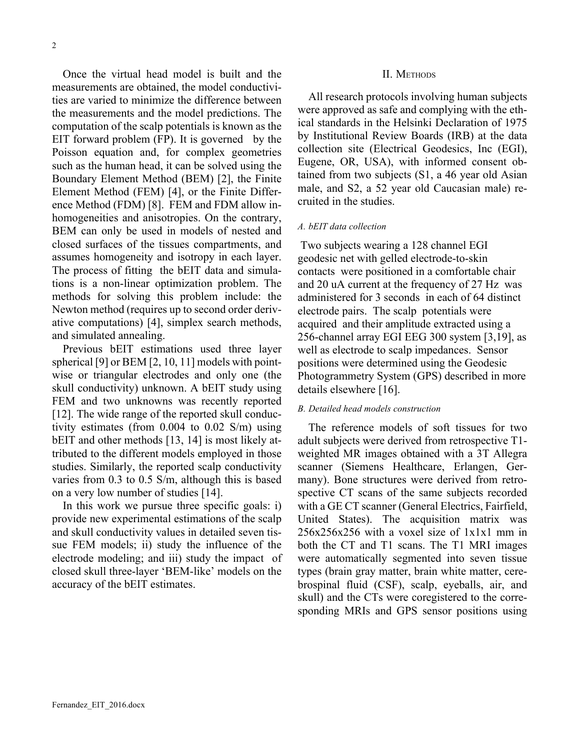Once the virtual head model is built and the measurements are obtained, the model conductivities are varied to minimize the difference between the measurements and the model predictions. The computation of the scalp potentials is known as the EIT forward problem (FP). It is governed by the Poisson equation and, for complex geometries such as the human head, it can be solved using the Boundary Element Method (BEM) [2], the Finite Element Method (FEM) [4], or the Finite Difference Method (FDM) [8]. FEM and FDM allow inhomogeneities and anisotropies. On the contrary, BEM can only be used in models of nested and closed surfaces of the tissues compartments, and assumes homogeneity and isotropy in each layer. The process of fitting the bEIT data and simulations is a non-linear optimization problem. The methods for solving this problem include: the Newton method (requires up to second order derivative computations) [4], simplex search methods, and simulated annealing.

Previous bEIT estimations used three layer spherical [9] or BEM [2, 10, 11] models with pointwise or triangular electrodes and only one (the skull conductivity) unknown. A bEIT study using FEM and two unknowns was recently reported [12]. The wide range of the reported skull conductivity estimates (from 0.004 to 0.02 S/m) using bEIT and other methods [13, 14] is most likely attributed to the different models employed in those studies. Similarly, the reported scalp conductivity varies from 0.3 to 0.5 S/m, although this is based on a very low number of studies [14].

In this work we pursue three specific goals: i) provide new experimental estimations of the scalp and skull conductivity values in detailed seven tissue FEM models; ii) study the influence of the electrode modeling; and iii) study the impact of closed skull three-layer 'BEM-like' models on the accuracy of the bEIT estimates.

## II. Methods

All research protocols involving human subjects were approved as safe and complying with the ethical standards in the Helsinki Declaration of 1975 by Institutional Review Boards (IRB) at the data collection site (Electrical Geodesics, Inc (EGI), Eugene, OR, USA), with informed consent obtained from two subjects (S1, a 46 year old Asian male, and S2, a 52 year old Caucasian male) recruited in the studies.

### *A. bEIT data collection*

Two subjects wearing a 128 channel EGI geodesic net with gelled electrode-to-skin contacts were positioned in a comfortable chair and 20 uA current at the frequency of 27 Hz was administered for 3 seconds in each of 64 distinct electrode pairs. The scalp potentials were acquired and their amplitude extracted using a 256-channel array EGI EEG 300 system [3,19], as well as electrode to scalp impedances. Sensor positions were determined using the Geodesic Photogrammetry System (GPS) described in more details elsewhere [16].

### *B. Detailed head models construction*

The reference models of soft tissues for two adult subjects were derived from retrospective T1-weighted MR images obtained with a 3T Allegra scanner (Siemens Healthcare, Erlangen, Germany). Bone structures were derived from retrospective CT scans of the same subjects recorded with a GE CT scanner (General Electrics, Fairfield, United States). The acquisition matrix was 256x256x256 with a voxel size of 1x1x1 mm in both the CT and T1 scans. The T1 MRI images were automatically segmented into seven tissue types (brain gray matter, brain white matter, cerebrospinal fluid (CSF), scalp, eyeballs, air, and skull) and the CTs were coregistered to the corresponding MRIs and GPS sensor positions using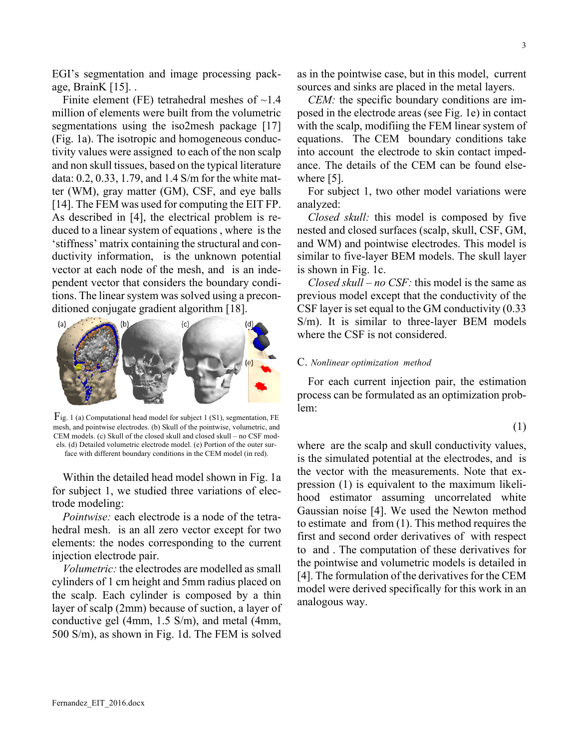EGI's segmentation and image processing package, BrainK [15]. .

Finite element (FE) tetrahedral meshes of ~1.4 million of elements were built from the volumetric segmentations using the iso2mesh package [17] (Fig. 1a). The isotropic and homogeneous conductivity values were assigned to each of the non scalp and non skull tissues, based on the typical literature data: 0.2, 0.33, 1.79, and 1.4 S/m for the white matter (WM), gray matter (GM), CSF, and eye balls [14]. The FEM was used for computing the EIT FP. As described in [4], the electrical problem is reduced to a linear system of equations , where is the 'stiffness' matrix containing the structural and conductivity information, is the unknown potential vector at each node of the mesh, and is an independent vector that considers the boundary conditions. The linear system was solved using a preconditioned conjugate gradient algorithm [18].

Fig. 1 (a) Computational head model for subject 1 (S1), segmentation, FE mesh, and pointwise electrodes. (b) Skull of the pointwise, volumetric, and CEM models. (c) Skull of the closed skull and closed skull – no CSF models. (d) Detailed volumetric electrode model. (e) Portion of the outer surface with different boundary conditions in the CEM model (in red).

Within the detailed head model shown in Fig. 1a for subject 1, we studied three variations of electrode modeling:

*Pointwise:* each electrode is a node of the tetrahedral mesh. is an all zero vector except for two elements: the nodes corresponding to the current injection electrode pair.

*Volumetric:* the electrodes are modelled as small cylinders of 1 cm height and 5mm radius placed on the scalp. Each cylinder is composed by a thin layer of scalp (2mm) because of suction, a layer of conductive gel (4mm, 1.5 S/m), and metal (4mm, 500 S/m), as shown in Fig. 1d. The FEM is solved as in the pointwise case, but in this model, current sources and sinks are placed in the metal layers.

*CEM:* the specific boundary conditions are imposed in the electrode areas (see Fig. 1e) in contact with the scalp, modifiing the FEM linear system of equations. The CEM boundary conditions take into account the electrode to skin contact impedance. The details of the CEM can be found elsewhere [5].

For subject 1, two other model variations were analyzed:

*Closed skull:* this model is composed by five nested and closed surfaces (scalp, skull, CSF, GM, and WM) and pointwise electrodes. This model is similar to five-layer BEM models. The skull layer is shown in Fig. 1c.

*Closed skull – no CSF:* this model is the same as previous model except that the conductivity of the CSF layer is set equal to the GM conductivity (0.33 S/m). It is similar to three-layer BEM models where the CSF is not considered.

### C. *Nonlinear optimization method*

For each current injection pair, the estimation process can be formulated as an optimization problem:

(1)

where are the scalp and skull conductivity values, is the simulated potential at the electrodes, and is the vector with the measurements. Note that expression (1) is equivalent to the maximum likelihood estimator assuming uncorrelated white Gaussian noise [4]. We used the Newton method to estimate and from (1). This method requires the first and second order derivatives of with respect to and . The computation of these derivatives for the pointwise and volumetric models is detailed in [4]. The formulation of the derivatives for the CEM model were derived specifically for this work in an analogous way.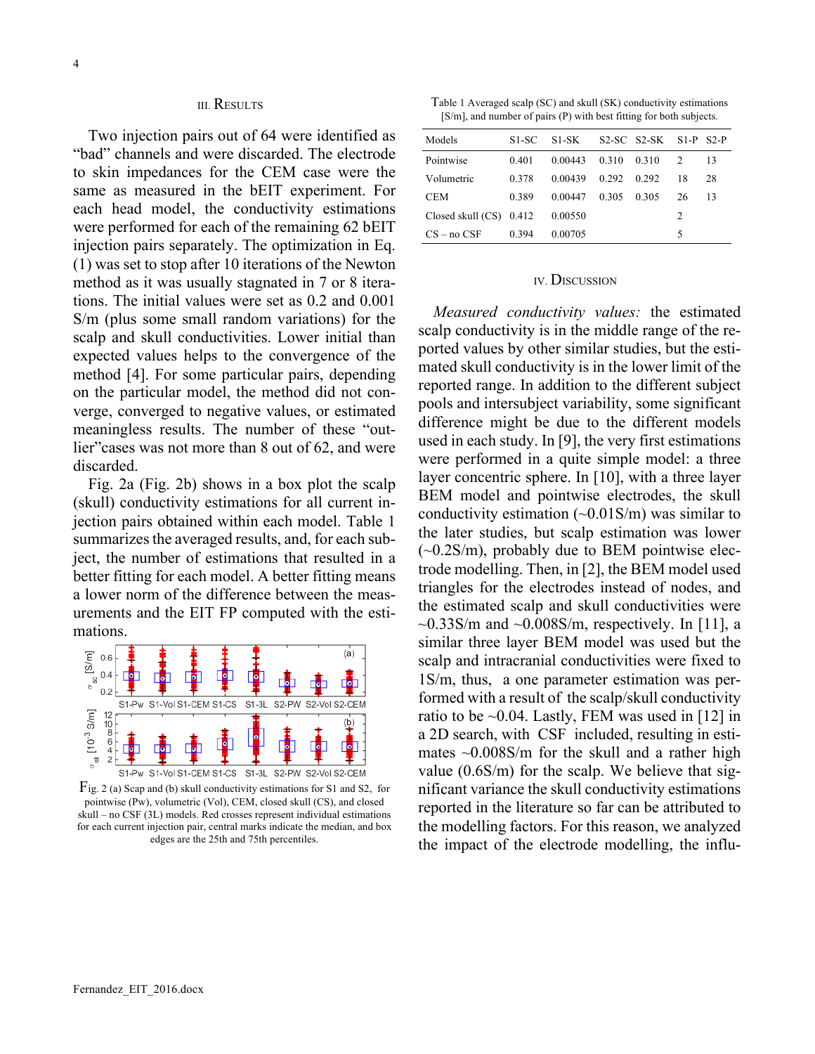## III. Results

Two injection pairs out of 64 were identified as “bad” channels and were discarded. The electrode to skin impedances for the CEM case were the same as measured in the bEIT experiment. For each head model, the conductivity estimations were performed for each of the remaining 62 bEIT injection pairs separately. The optimization in Eq. (1) was set to stop after 10 iterations of the Newton method as it was usually stagnated in 7 or 8 iterations. The initial values were set as 0.2 and 0.001 S/m (plus some small random variations) for the scalp and skull conductivities. Lower initial than expected values helps to the convergence of the method [4]. For some particular pairs, depending on the particular model, the method did not converge, converged to negative values, or estimated meaningless results. The number of these “outlier”cases was not more than 8 out of 62, and were discarded.

Fig. 2a (Fig. 2b) shows in a box plot the scalp (skull) conductivity estimations for all current injection pairs obtained within each model. Table 1 summarizes the averaged results, and, for each subject, the number of estimations that resulted in a better fitting for each model. A better fitting means a lower norm of the difference between the measurements and the EIT FP computed with the estimations.

Fig. 2 (a) Scalp and (b) skull conductivity estimations for S1 and S2, for pointwise (Pw), volumetric (Vol), CEM, closed skull (CS), and closed skull – no CSF (3L) models. Red crosses represent individual estimations for each current injection pair, central marks indicate the median, and box edges are the 25th and 75th percentiles.

Table 1 Averaged scalp (SC) and skull (SK) conductivity estimations [S/m], and number of pairs (P) with best fitting for both subjects.

| Models | S1-SC | S1-SK | S2-SC | S2-SK | S1-P | S2-P |
|---|---|---|---|---|---|---|
| Pointwise | 0.401 | 0.00443 | 0.310 | 0.310 | 2 | 13 |
| Volumetric | 0.378 | 0.00439 | 0.292 | 0.292 | 18 | 28 |
| CEM | 0.389 | 0.00447 | 0.305 | 0.305 | 26 | 13 |
| Closed skull (CS) | 0.412 | 0.00550 | | | 2 | |
| CS – no CSF | 0.394 | 0.00705 | | | 5 | |

## IV. Discussion

*Measured conductivity values:* the estimated scalp conductivity is in the middle range of the reported values by other similar studies, but the estimated skull conductivity is in the lower limit of the reported range. In addition to the different subject pools and intersubject variability, some significant difference might be due to the different models used in each study. In [9], the very first estimations were performed in a quite simple model: a three layer concentric sphere. In [10], with a three layer BEM model and pointwise electrodes, the skull conductivity estimation (~0.01S/m) was similar to the later studies, but scalp estimation was lower (~0.2S/m), probably due to BEM pointwise electrode modelling. Then, in [2], the BEM model used triangles for the electrodes instead of nodes, and the estimated scalp and skull conductivities were ~0.33S/m and ~0.008S/m, respectively. In [11], a similar three layer BEM model was used but the scalp and intracranial conductivities were fixed to 1S/m, thus, a one parameter estimation was performed with a result of the scalp/skull conductivity ratio to be ~0.04. Lastly, FEM was used in [12] in a 2D search, with CSF included, resulting in estimates ~0.008S/m for the skull and a rather high value (0.6S/m) for the scalp. We believe that significant variance the skull conductivity estimations reported in the literature so far can be attributed to the modelling factors. For this reason, we analyzed the impact of the electrode modelling, the influ-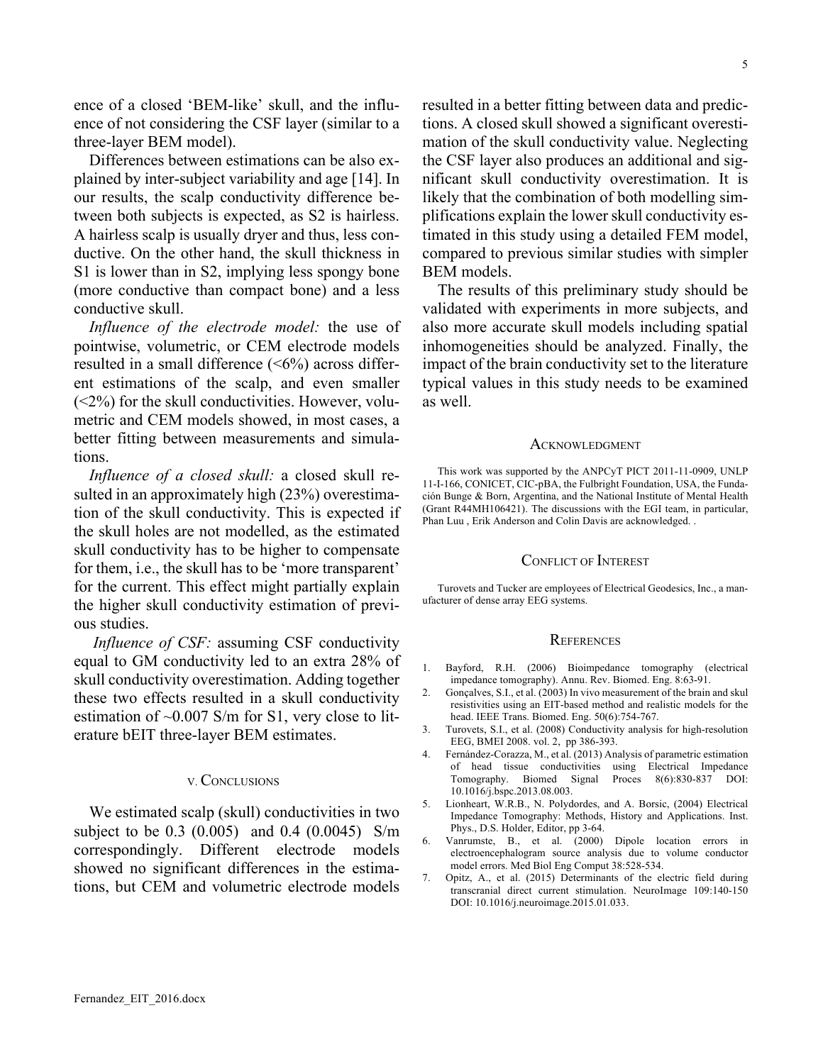ence of a closed 'BEM-like' skull, and the influence of not considering the CSF layer (similar to a three-layer BEM model).

Differences between estimations can be also explained by inter-subject variability and age [14]. In our results, the scalp conductivity difference between both subjects is expected, as S2 is hairless. A hairless scalp is usually dryer and thus, less conductive. On the other hand, the skull thickness in S1 is lower than in S2, implying less spongy bone (more conductive than compact bone) and a less conductive skull.

*Influence of the electrode model:* the use of pointwise, volumetric, or CEM electrode models resulted in a small difference (<6%) across different estimations of the scalp, and even smaller (<2%) for the skull conductivities. However, volumetric and CEM models showed, in most cases, a better fitting between measurements and simulations.

*Influence of a closed skull:* a closed skull resulted in an approximately high (23%) overestimation of the skull conductivity. This is expected if the skull holes are not modelled, as the estimated skull conductivity has to be higher to compensate for them, i.e., the skull has to be 'more transparent' for the current. This effect might partially explain the higher skull conductivity estimation of previous studies.

*Influence of CSF:* assuming CSF conductivity equal to GM conductivity led to an extra 28% of skull conductivity overestimation. Adding together these two effects resulted in a skull conductivity estimation of ~0.007 S/m for S1, very close to literature bEIT three-layer BEM estimates.

## V. Conclusions

We estimated scalp (skull) conductivities in two subject to be 0.3 (0.005) and 0.4 (0.0045) S/m correspondingly. Different electrode models showed no significant differences in the estimations, but CEM and volumetric electrode models resulted in a better fitting between data and predictions. A closed skull showed a significant overestimation of the skull conductivity value. Neglecting the CSF layer also produces an additional and significant skull conductivity overestimation. It is likely that the combination of both modelling simplifications explain the lower skull conductivity estimated in this study using a detailed FEM model, compared to previous similar studies with simpler BEM models.

The results of this preliminary study should be validated with experiments in more subjects, and also more accurate skull models including spatial inhomogeneities should be analyzed. Finally, the impact of the brain conductivity set to the literature typical values in this study needs to be examined as well.

## Acknowledgment

This work was supported by the ANPCyT PICT 2011-11-0909, UNLP 11-I-166, CONICET, CIC-pBA, the Fulbright Foundation, USA, the Fundación Bunge & Born, Argentina, and the National Institute of Mental Health (Grant R44MH106421). The discussions with the EGI team, in particular, Phan Luu , Erik Anderson and Colin Davis are acknowledged. .

## Conflict of Interest

Turovets and Tucker are employees of Electrical Geodesics, Inc., a manufacturer of dense array EEG systems.

## References

1. Bayford, R.H. (2006) Bioimpedance tomography (electrical impedance tomography). Annu. Rev. Biomed. Eng. 8:63-91.
2. Gonçalves, S.I., et al. (2003) In vivo measurement of the brain and skul resistivities using an EIT-based method and realistic models for the head. IEEE Trans. Biomed. Eng. 50(6):754-767.
3. Turovets, S.I., et al. (2008) Conductivity analysis for high-resolution EEG, BMEI 2008. vol. 2, pp 386-393.
4. Fernández-Corazza, M., et al. (2013) Analysis of parametric estimation of head tissue conductivities using Electrical Impedance Tomography. Biomed Signal Proces 8(6):830-837 DOI: 10.1016/j.bspc.2013.08.003.
5. Lionheart, W.R.B., N. Polydordes, and A. Borsic, (2004) Electrical Impedance Tomography: Methods, History and Applications. Inst. Phys., D.S. Holder, Editor, pp 3-64.
6. Vanrumste, B., et al. (2000) Dipole location errors in electroencephalogram source analysis due to volume conductor model errors. Med Biol Eng Comput 38:528-534.
7. Opitz, A., et al. (2015) Determinants of the electric field during transcranial direct current stimulation. NeuroImage 109:140-150 DOI: 10.1016/j.neuroimage.2015.01.033.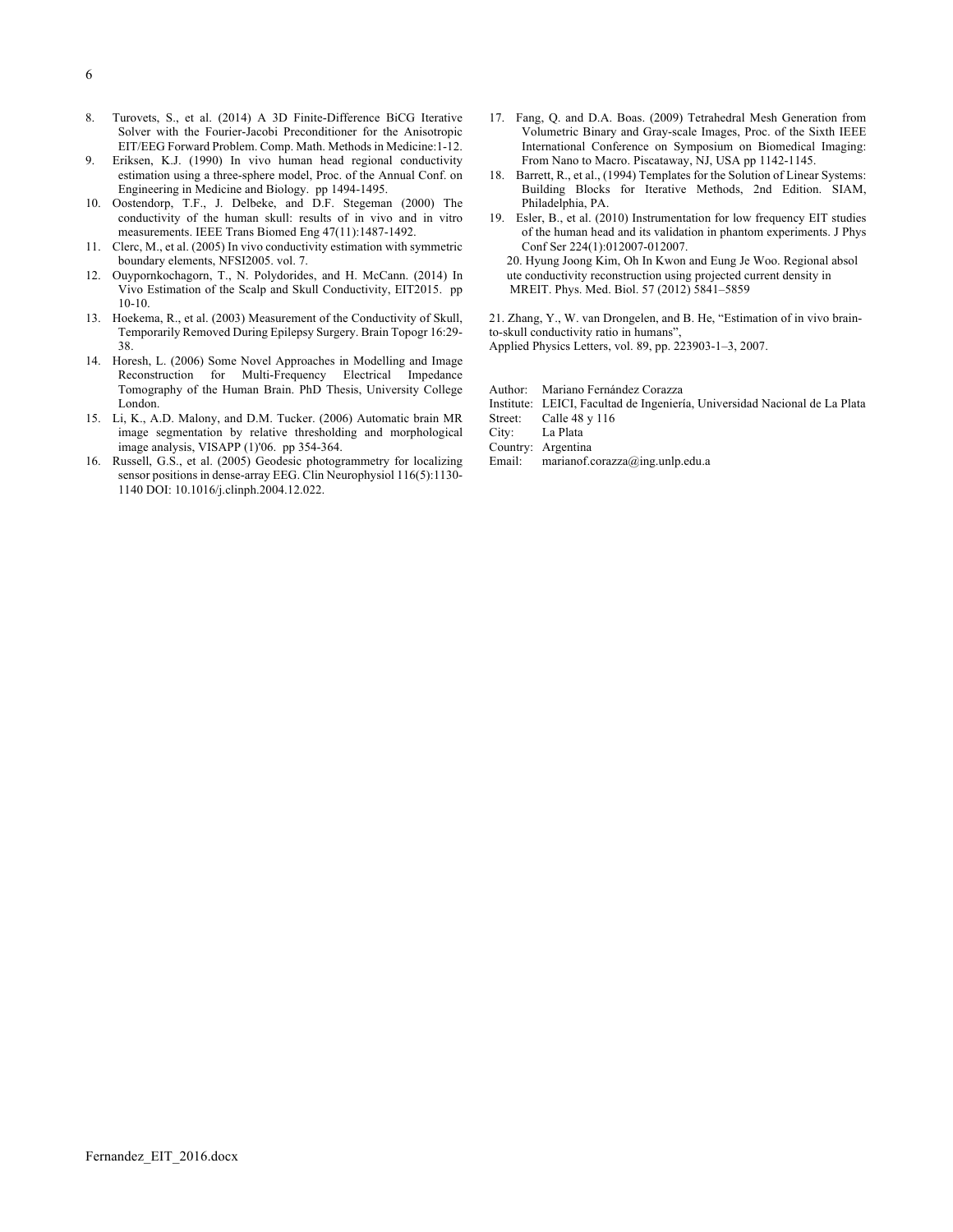8. Turovets, S., et al. (2014) A 3D Finite-Difference BiCG Iterative Solver with the Fourier-Jacobi Preconditioner for the Anisotropic EIT/EEG Forward Problem. Comp. Math. Methods in Medicine:1-12.
9. Eriksen, K.J. (1990) In vivo human head regional conductivity estimation using a three-sphere model, Proc. of the Annual Conf. on Engineering in Medicine and Biology. pp 1494-1495.
10. Oostendorp, T.F., J. Delbeke, and D.F. Stegeman (2000) The conductivity of the human skull: results of in vivo and in vitro measurements. IEEE Trans Biomed Eng 47(11):1487-1492.
11. Clerc, M., et al. (2005) In vivo conductivity estimation with symmetric boundary elements, NFSI2005. vol. 7.
12. Ouypornkochagorn, T., N. Polydorides, and H. McCann. (2014) In Vivo Estimation of the Scalp and Skull Conductivity, EIT2015. pp 10-10.
13. Hoekema, R., et al. (2003) Measurement of the Conductivity of Skull, Temporarily Removed During Epilepsy Surgery. Brain Topogr 16:29-38.
14. Horesh, L. (2006) Some Novel Approaches in Modelling and Image Reconstruction for Multi-Frequency Electrical Impedance Tomography of the Human Brain. PhD Thesis, University College London.
15. Li, K., A.D. Malony, and D.M. Tucker. (2006) Automatic brain MR image segmentation by relative thresholding and morphological image analysis, VISAPP (1)'06. pp 354-364.
16. Russell, G.S., et al. (2005) Geodesic photogrammetry for localizing sensor positions in dense-array EEG. Clin Neurophysiol 116(5):1130-1140 DOI: 10.1016/j.clinph.2004.12.022.
17. Fang, Q. and D.A. Boas. (2009) Tetrahedral Mesh Generation from Volumetric Binary and Gray-scale Images, Proc. of the Sixth IEEE International Conference on Symposium on Biomedical Imaging: From Nano to Macro. Piscataway, NJ, USA pp 1142-1145.
18. Barrett, R., et al., (1994) Templates for the Solution of Linear Systems: Building Blocks for Iterative Methods, 2nd Edition. SIAM, Philadelphia, PA.
19. Esler, B., et al. (2010) Instrumentation for low frequency EIT studies of the human head and its validation in phantom experiments. J Phys Conf Ser 224(1):012007-012007.
20. Hyung Joong Kim, Oh In Kwon and Eung Je Woo. Regional absol ute conductivity reconstruction using projected current density in MREIT. Phys. Med. Biol. 57 (2012) 5841–5859
21. Zhang, Y., W. van Drongelen, and B. He, "Estimation of in vivo brain-to-skull conductivity ratio in humans", Applied Physics Letters, vol. 89, pp. 223903-1–3, 2007.

Author: Mariano Fernández Corazza
Institute: LEICI, Facultad de Ingeniería, Universidad Nacional de La Plata
Street: Calle 48 y 116
City: La Plata
Country: Argentina
Email: marianof.corazza@ing.unlp.edu.a